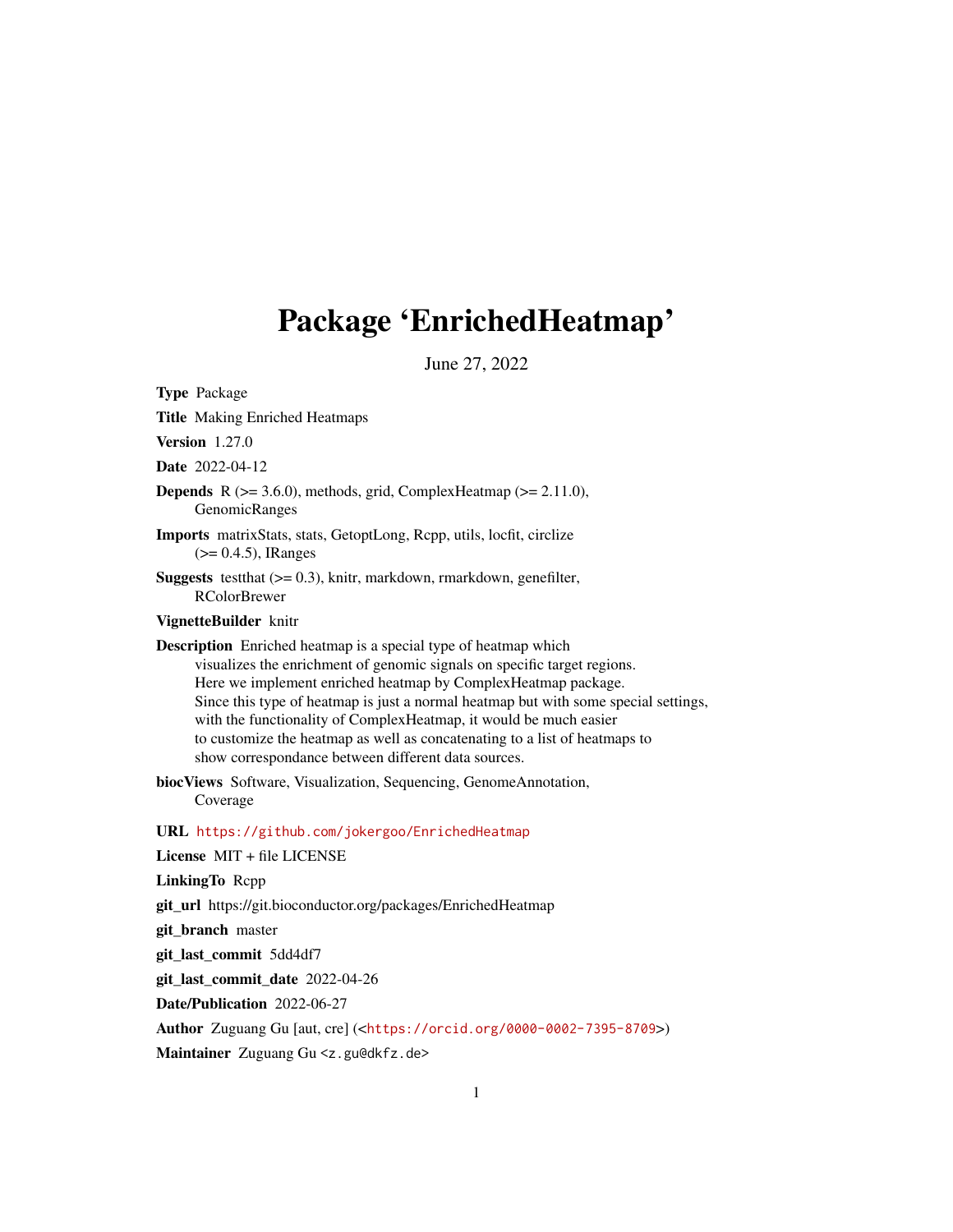# Package 'EnrichedHeatmap'

June 27, 2022

**Type** Package

**Title** Making Enriched Heatmaps

**Version** 1.27.0

**Date** 2022-04-12

**Depends** R (>= 3.6.0), methods, grid, ComplexHeatmap (>= 2.11.0), GenomicRanges

**Imports** matrixStats, stats, GetoptLong, Rcpp, utils, locfit, circlize (>= 0.4.5), IRanges

**Suggests** testthat (>= 0.3), knitr, markdown, rmarkdown, genefilter, RColorBrewer

**VignetteBuilder** knitr

**Description** Enriched heatmap is a special type of heatmap which visualizes the enrichment of genomic signals on specific target regions. Here we implement enriched heatmap by ComplexHeatmap package. Since this type of heatmap is just a normal heatmap but with some special settings, with the functionality of ComplexHeatmap, it would be much easier to customize the heatmap as well as concatenating to a list of heatmaps to show correspondance between different data sources.

**biocViews** Software, Visualization, Sequencing, GenomeAnnotation, Coverage

**URL** https://github.com/jokergoo/EnrichedHeatmap

**License** MIT + file LICENSE

**LinkingTo** Rcpp

**git_url** https://git.bioconductor.org/packages/EnrichedHeatmap

**git_branch** master

**git_last_commit** 5dd4df7

**git_last_commit_date** 2022-04-26

**Date/Publication** 2022-06-27

**Author** Zuguang Gu [aut, cre] (<https://orcid.org/0000-0002-7395-8709>)

**Maintainer** Zuguang Gu <z.gu@dkfz.de>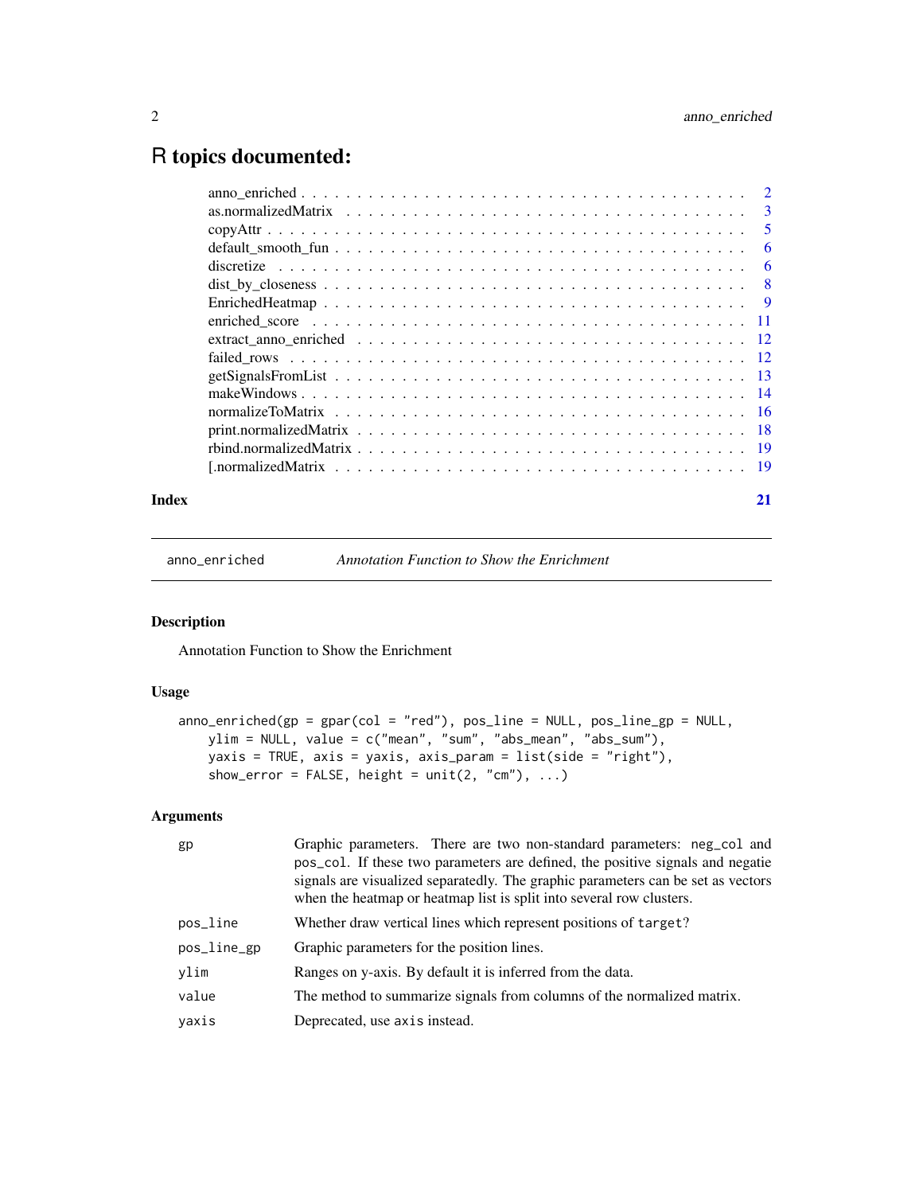# R topics documented:

| | |
|---|---|
| anno_enriched | 2 |
| as.normalizedMatrix | 3 |
| copyAttr | 5 |
| default_smooth_fun | 6 |
| discretize | 6 |
| dist_by_closeness | 8 |
| EnrichedHeatmap | 9 |
| enriched_score | 11 |
| extract_anno_enriched | 12 |
| failed_rows | 12 |
| getSignalsFromList | 13 |
| makeWindows | 14 |
| normalizeToMatrix | 16 |
| print.normalizedMatrix | 18 |
| rbind.normalizedMatrix | 19 |
| [.normalizedMatrix | 19 |

**Index** 21

---

`anno_enriched` *Annotation Function to Show the Enrichment*

## Description

Annotation Function to Show the Enrichment

## Usage

```
anno_enriched(gp = gpar(col = "red"), pos_line = NULL, pos_line_gp = NULL,
    ylim = NULL, value = c("mean", "sum", "abs_mean", "abs_sum"),
    yaxis = TRUE, axis = yaxis, axis_param = list(side = "right"),
    show_error = FALSE, height = unit(2, "cm"), ...)
```

## Arguments

| | |
|---|---|
| `gp` | Graphic parameters. There are two non-standard parameters: `neg_col` and `pos_col`. If these two parameters are defined, the positive signals and negatie signals are visualized separatedly. The graphic parameters can be set as vectors when the heatmap or heatmap list is split into several row clusters. |
| `pos_line` | Whether draw vertical lines which represent positions of `target`? |
| `pos_line_gp` | Graphic parameters for the position lines. |
| `ylim` | Ranges on y-axis. By default it is inferred from the data. |
| `value` | The method to summarize signals from columns of the normalized matrix. |
| `yaxis` | Deprecated, use `axis` instead. |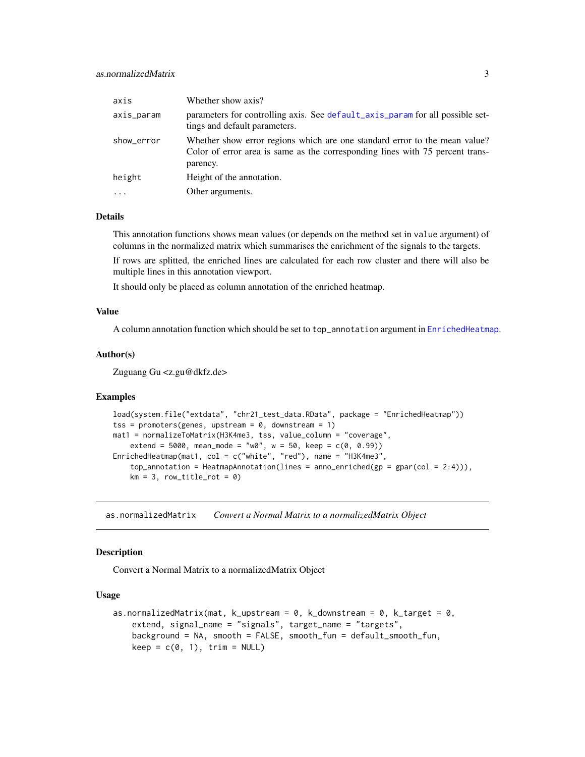| | |
|---|---|
| axis | Whether show axis? |
| axis_param | parameters for controlling axis. See default_axis_param for all possible settings and default parameters. |
| show_error | Whether show error regions which are one standard error to the mean value? Color of error area is same as the corresponding lines with 75 percent transparency. |
| height | Height of the annotation. |
| ... | Other arguments. |

### Details

This annotation functions shows mean values (or depends on the method set in value argument) of columns in the normalized matrix which summarises the enrichment of the signals to the targets.

If rows are splitted, the enriched lines are calculated for each row cluster and there will also be multiple lines in this annotation viewport.

It should only be placed as column annotation of the enriched heatmap.

### Value

A column annotation function which should be set to top_annotation argument in EnrichedHeatmap.

### Author(s)

Zuguang Gu <z.gu@dkfz.de>

### Examples

```
load(system.file("extdata", "chr21_test_data.RData", package = "EnrichedHeatmap"))
tss = promoters(genes, upstream = 0, downstream = 1)
mat1 = normalizeToMatrix(H3K4me3, tss, value_column = "coverage",
    extend = 5000, mean_mode = "w0", w = 50, keep = c(0, 0.99))
EnrichedHeatmap(mat1, col = c("white", "red"), name = "H3K4me3",
    top_annotation = HeatmapAnnotation(lines = anno_enriched(gp = gpar(col = 2:4))),
    km = 3, row_title_rot = 0)
```

---

## as.normalizedMatrix *Convert a Normal Matrix to a normalizedMatrix Object*

### Description

Convert a Normal Matrix to a normalizedMatrix Object

### Usage

```
as.normalizedMatrix(mat, k_upstream = 0, k_downstream = 0, k_target = 0,
    extend, signal_name = "signals", target_name = "targets",
    background = NA, smooth = FALSE, smooth_fun = default_smooth_fun,
    keep = c(0, 1), trim = NULL)
```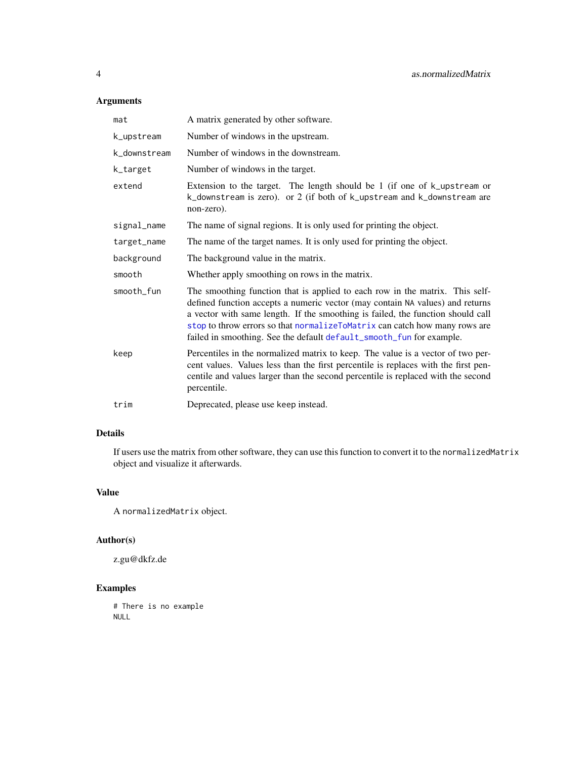## Arguments

| Argument | Description |
| --- | --- |
| mat | A matrix generated by other software. |
| k_upstream | Number of windows in the upstream. |
| k_downstream | Number of windows in the downstream. |
| k_target | Number of windows in the target. |
| extend | Extension to the target. The length should be 1 (if one of k_upstream or k_downstream is zero). or 2 (if both of k_upstream and k_downstream are non-zero). |
| signal_name | The name of signal regions. It is only used for printing the object. |
| target_name | The name of the target names. It is only used for printing the object. |
| background | The background value in the matrix. |
| smooth | Whether apply smoothing on rows in the matrix. |
| smooth_fun | The smoothing function that is applied to each row in the matrix. This self-defined function accepts a numeric vector (may contain NA values) and returns a vector with same length. If the smoothing is failed, the function should call stop to throw errors so that normalizeToMatrix can catch how many rows are failed in smoothing. See the default default_smooth_fun for example. |
| keep | Percentiles in the normalized matrix to keep. The value is a vector of two percent values. Values less than the first percentile is replaces with the first pencentile and values larger than the second percentile is replaced with the second percentile. |
| trim | Deprecated, please use keep instead. |

## Details

If users use the matrix from other software, they can use this function to convert it to the normalizedMatrix object and visualize it afterwards.

## Value

A normalizedMatrix object.

## Author(s)

z.gu@dkfz.de

## Examples

```
# There is no example
NULL
```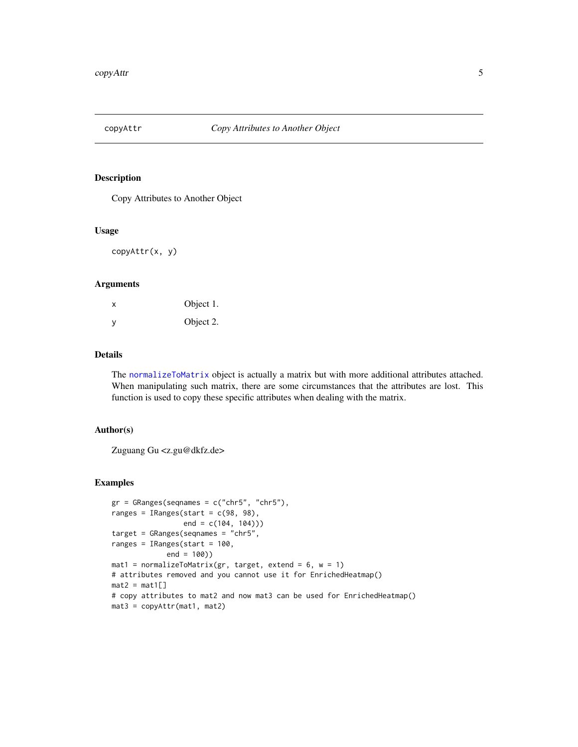## copyAttr — *Copy Attributes to Another Object*

### Description

Copy Attributes to Another Object

### Usage

```
copyAttr(x, y)
```

### Arguments

| | |
|---|---|
| x | Object 1. |
| y | Object 2. |

### Details

The normalizeToMatrix object is actually a matrix but with more additional attributes attached. When manipulating such matrix, there are some circumstances that the attributes are lost. This function is used to copy these specific attributes when dealing with the matrix.

### Author(s)

Zuguang Gu <z.gu@dkfz.de>

### Examples

```
gr = GRanges(seqnames = c("chr5", "chr5"),
ranges = IRanges(start = c(98, 98),
                 end = c(104, 104)))
target = GRanges(seqnames = "chr5",
ranges = IRanges(start = 100,
            end = 100))
mat1 = normalizeToMatrix(gr, target, extend = 6, w = 1)
# attributes removed and you cannot use it for EnrichedHeatmap()
mat2 = mat1[]
# copy attributes to mat2 and now mat3 can be used for EnrichedHeatmap()
mat3 = copyAttr(mat1, mat2)
```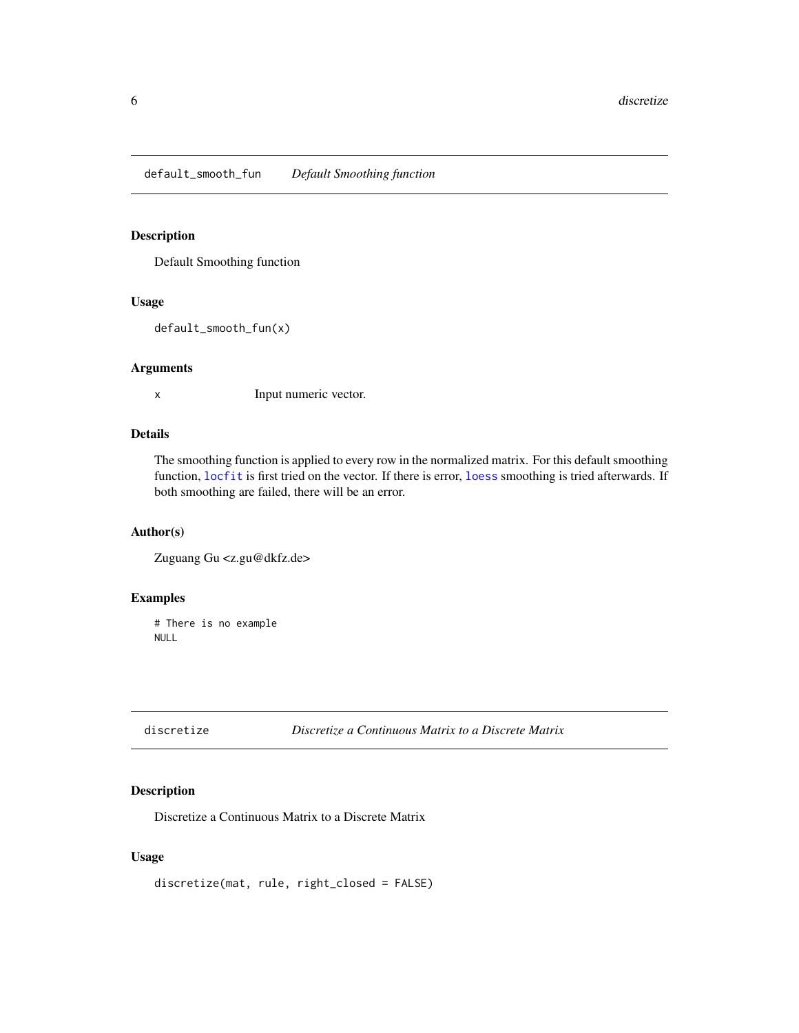## default_smooth_fun — *Default Smoothing function*

### Description

Default Smoothing function

### Usage

```
default_smooth_fun(x)
```

### Arguments

| | |
|---|---|
| x | Input numeric vector. |

### Details

The smoothing function is applied to every row in the normalized matrix. For this default smoothing function, `locfit` is first tried on the vector. If there is error, `loess` smoothing is tried afterwards. If both smoothing are failed, there will be an error.

### Author(s)

Zuguang Gu <z.gu@dkfz.de>

### Examples

```
# There is no example
NULL
```

## discretize — *Discretize a Continuous Matrix to a Discrete Matrix*

### Description

Discretize a Continuous Matrix to a Discrete Matrix

### Usage

```
discretize(mat, rule, right_closed = FALSE)
```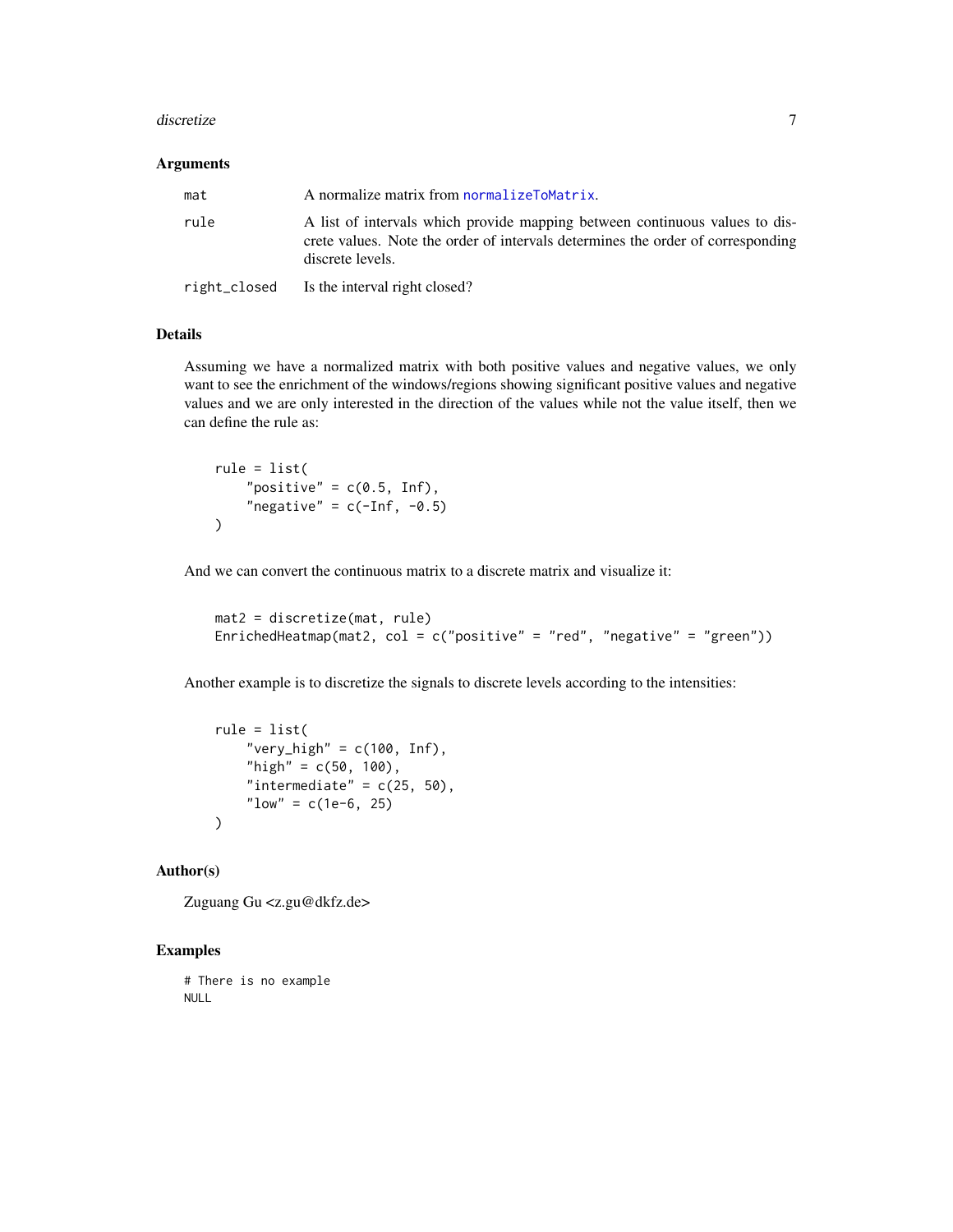## Arguments

| | |
|---|---|
| mat | A normalize matrix from `normalizeToMatrix`. |
| rule | A list of intervals which provide mapping between continuous values to discrete values. Note the order of intervals determines the order of corresponding discrete levels. |
| right_closed | Is the interval right closed? |

## Details

Assuming we have a normalized matrix with both positive values and negative values, we only want to see the enrichment of the windows/regions showing significant positive values and negative values and we are only interested in the direction of the values while not the value itself, then we can define the rule as:

```
rule = list(
    "positive" = c(0.5, Inf),
    "negative" = c(-Inf, -0.5)
)
```

And we can convert the continuous matrix to a discrete matrix and visualize it:

```
mat2 = discretize(mat, rule)
EnrichedHeatmap(mat2, col = c("positive" = "red", "negative" = "green"))
```

Another example is to discretize the signals to discrete levels according to the intensities:

```
rule = list(
    "very_high" = c(100, Inf),
    "high" = c(50, 100),
    "intermediate" = c(25, 50),
    "low" = c(1e-6, 25)
)
```

## Author(s)

Zuguang Gu <z.gu@dkfz.de>

## Examples

```
# There is no example
NULL
```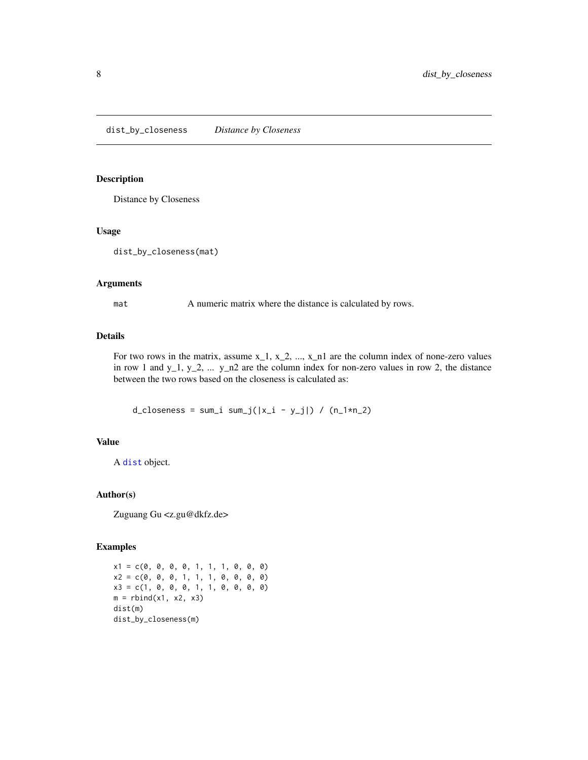# dist_by_closeness *Distance by Closeness*

## Description

Distance by Closeness

## Usage

```
dist_by_closeness(mat)
```

## Arguments

| | |
|---|---|
| mat | A numeric matrix where the distance is calculated by rows. |

## Details

For two rows in the matrix, assume $x_1$, $x_2$, ..., $x_{n1}$ are the column index of none-zero values in row 1 and $y_1$, $y_2$, ... $y_{n2}$ are the column index for non-zero values in row 2, the distance between the two rows based on the closeness is calculated as:

```
d_closeness = sum_i sum_j(|x_i - y_j|) / (n_1*n_2)
```

## Value

A dist object.

## Author(s)

Zuguang Gu <z.gu@dkfz.de>

## Examples

```
x1 = c(0, 0, 0, 0, 1, 1, 1, 0, 0, 0)
x2 = c(0, 0, 0, 1, 1, 1, 0, 0, 0, 0)
x3 = c(1, 0, 0, 0, 1, 1, 0, 0, 0, 0)
m = rbind(x1, x2, x3)
dist(m)
dist_by_closeness(m)
```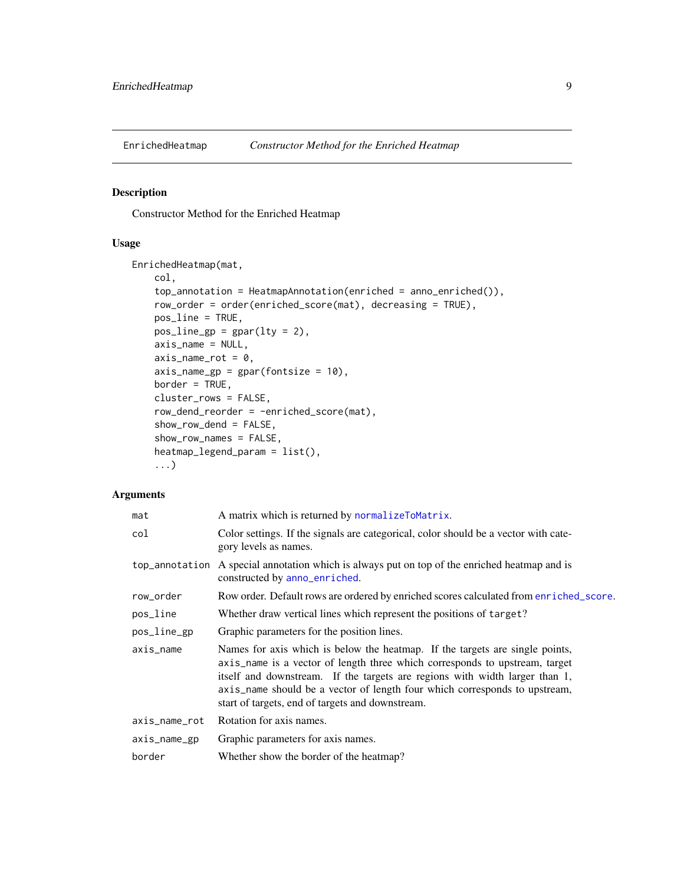EnrichedHeatmap — *Constructor Method for the Enriched Heatmap*

## Description

Constructor Method for the Enriched Heatmap

## Usage

```
EnrichedHeatmap(mat,
    col,
    top_annotation = HeatmapAnnotation(enriched = anno_enriched()),
    row_order = order(enriched_score(mat), decreasing = TRUE),
    pos_line = TRUE,
    pos_line_gp = gpar(lty = 2),
    axis_name = NULL,
    axis_name_rot = 0,
    axis_name_gp = gpar(fontsize = 10),
    border = TRUE,
    cluster_rows = FALSE,
    row_dend_reorder = -enriched_score(mat),
    show_row_dend = FALSE,
    show_row_names = FALSE,
    heatmap_legend_param = list(),
    ...)
```

## Arguments

| Argument | Description |
|---|---|
| `mat` | A matrix which is returned by `normalizeToMatrix`. |
| `col` | Color settings. If the signals are categorical, color should be a vector with category levels as names. |
| `top_annotation` | A special annotation which is always put on top of the enriched heatmap and is constructed by `anno_enriched`. |
| `row_order` | Row order. Default rows are ordered by enriched scores calculated from `enriched_score`. |
| `pos_line` | Whether draw vertical lines which represent the positions of `target`? |
| `pos_line_gp` | Graphic parameters for the position lines. |
| `axis_name` | Names for axis which is below the heatmap. If the targets are single points, `axis_name` is a vector of length three which corresponds to upstream, target itself and downstream. If the targets are regions with width larger than 1, `axis_name` should be a vector of length four which corresponds to upstream, start of targets, end of targets and downstream. |
| `axis_name_rot` | Rotation for axis names. |
| `axis_name_gp` | Graphic parameters for axis names. |
| `border` | Whether show the border of the heatmap? |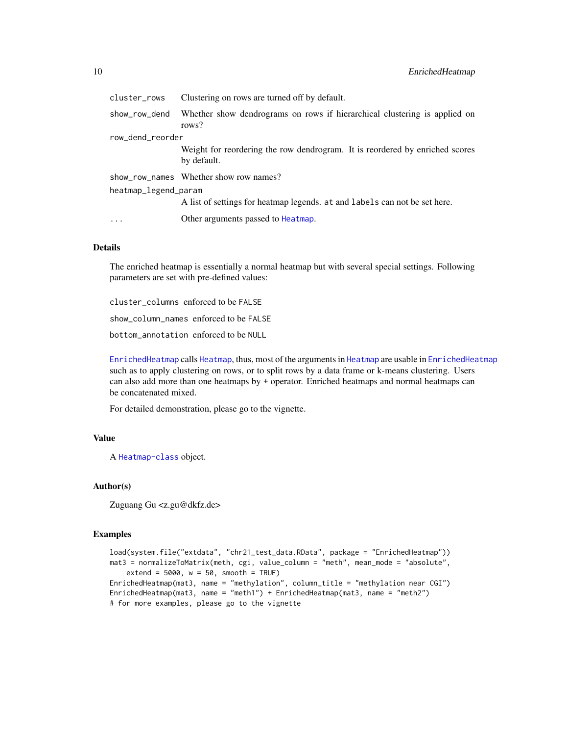`cluster_rows` Clustering on rows are turned off by default.

`show_row_dend` Whether show dendrograms on rows if hierarchical clustering is applied on rows?

`row_dend_reorder` Weight for reordering the row dendrogram. It is reordered by enriched scores by default.

`show_row_names` Whether show row names?

`heatmap_legend_param` A list of settings for heatmap legends. `at` and `labels` can not be set here.

`...` Other arguments passed to `Heatmap`.

### Details

The enriched heatmap is essentially a normal heatmap but with several special settings. Following parameters are set with pre-defined values:

`cluster_columns` enforced to be `FALSE`

`show_column_names` enforced to be `FALSE`

`bottom_annotation` enforced to be `NULL`

`EnrichedHeatmap` calls `Heatmap`, thus, most of the arguments in `Heatmap` are usable in `EnrichedHeatmap` such as to apply clustering on rows, or to split rows by a data frame or k-means clustering. Users can also add more than one heatmaps by `+` operator. Enriched heatmaps and normal heatmaps can be concatenated mixed.

For detailed demonstration, please go to the vignette.

### Value

A `Heatmap-class` object.

### Author(s)

Zuguang Gu <z.gu@dkfz.de>

### Examples

```
load(system.file("extdata", "chr21_test_data.RData", package = "EnrichedHeatmap"))
mat3 = normalizeToMatrix(meth, cgi, value_column = "meth", mean_mode = "absolute",
    extend = 5000, w = 50, smooth = TRUE)
EnrichedHeatmap(mat3, name = "methylation", column_title = "methylation near CGI")
EnrichedHeatmap(mat3, name = "meth1") + EnrichedHeatmap(mat3, name = "meth2")
# for more examples, please go to the vignette
```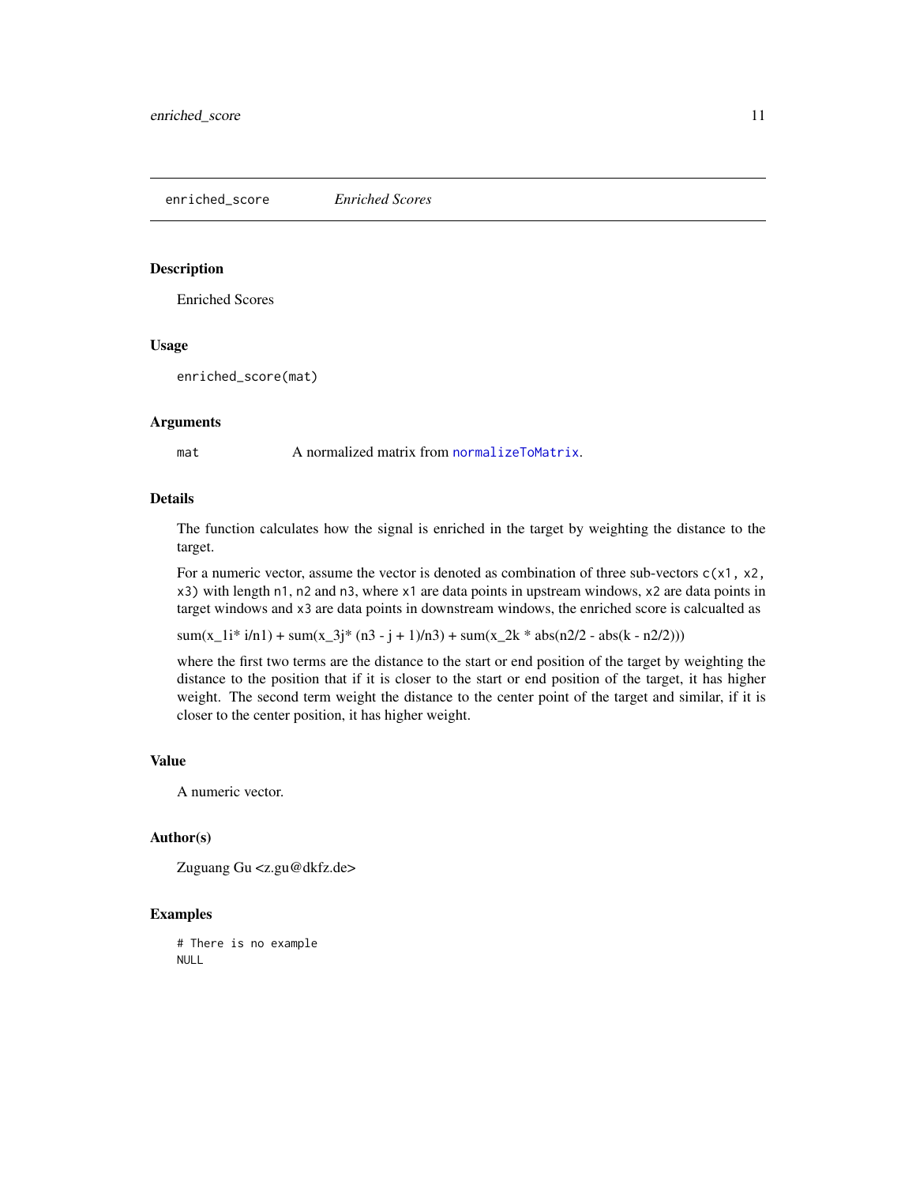# enriched_score *Enriched Scores*

## Description

Enriched Scores

## Usage

```
enriched_score(mat)
```

## Arguments

| | |
|---|---|
| mat | A normalized matrix from `normalizeToMatrix`. |

## Details

The function calculates how the signal is enriched in the target by weighting the distance to the target.

For a numeric vector, assume the vector is denoted as combination of three sub-vectors `c(x1, x2, x3)` with length `n1`, `n2` and `n3`, where `x1` are data points in upstream windows, `x2` are data points in target windows and `x3` are data points in downstream windows, the enriched score is calcualted as

sum(x_1i* i/n1) + sum(x_3j* (n3 - j + 1)/n3) + sum(x_2k * abs(n2/2 - abs(k - n2/2)))

where the first two terms are the distance to the start or end position of the target by weighting the distance to the position that if it is closer to the start or end position of the target, it has higher weight. The second term weight the distance to the center point of the target and similar, if it is closer to the center position, it has higher weight.

## Value

A numeric vector.

## Author(s)

Zuguang Gu <z.gu@dkfz.de>

## Examples

```
# There is no example
NULL
```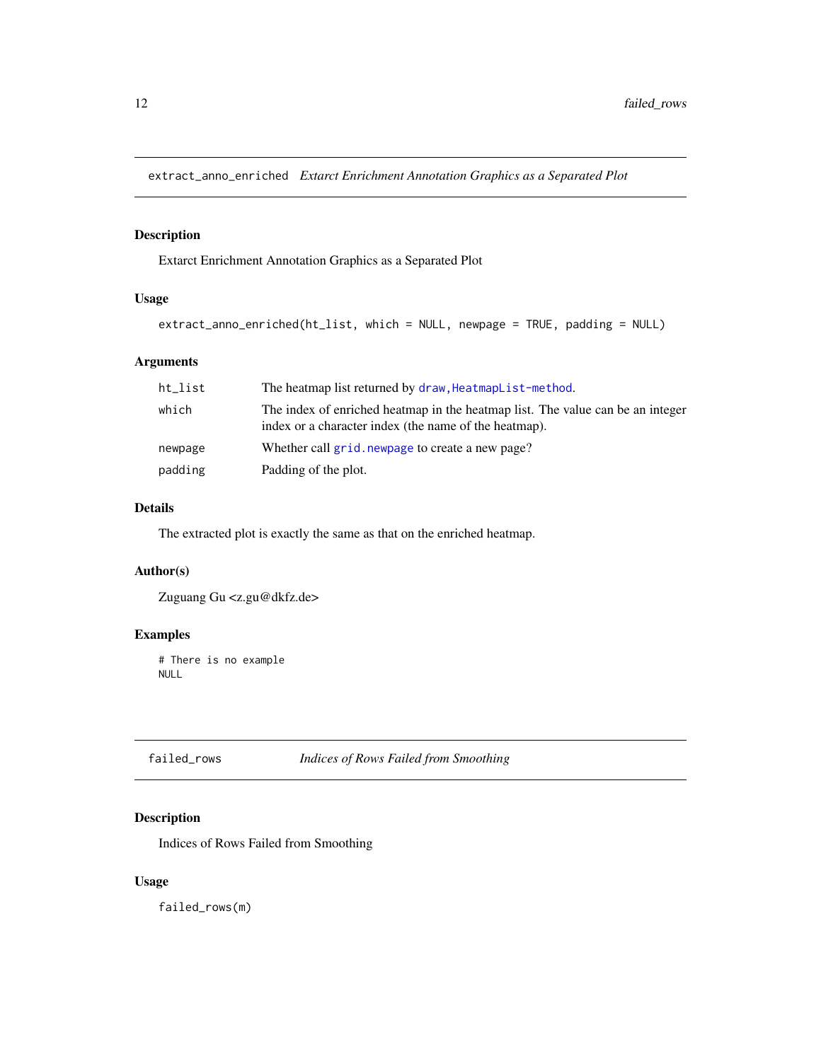## extract_anno_enriched *Extarct Enrichment Annotation Graphics as a Separated Plot*

### Description

Extarct Enrichment Annotation Graphics as a Separated Plot

### Usage

```
extract_anno_enriched(ht_list, which = NULL, newpage = TRUE, padding = NULL)
```

### Arguments

| | |
|---|---|
| ht_list | The heatmap list returned by draw,HeatmapList-method. |
| which | The index of enriched heatmap in the heatmap list. The value can be an integer index or a character index (the name of the heatmap). |
| newpage | Whether call grid.newpage to create a new page? |
| padding | Padding of the plot. |

### Details

The extracted plot is exactly the same as that on the enriched heatmap.

### Author(s)

Zuguang Gu <z.gu@dkfz.de>

### Examples

```
# There is no example
NULL
```

## failed_rows *Indices of Rows Failed from Smoothing*

### Description

Indices of Rows Failed from Smoothing

### Usage

```
failed_rows(m)
```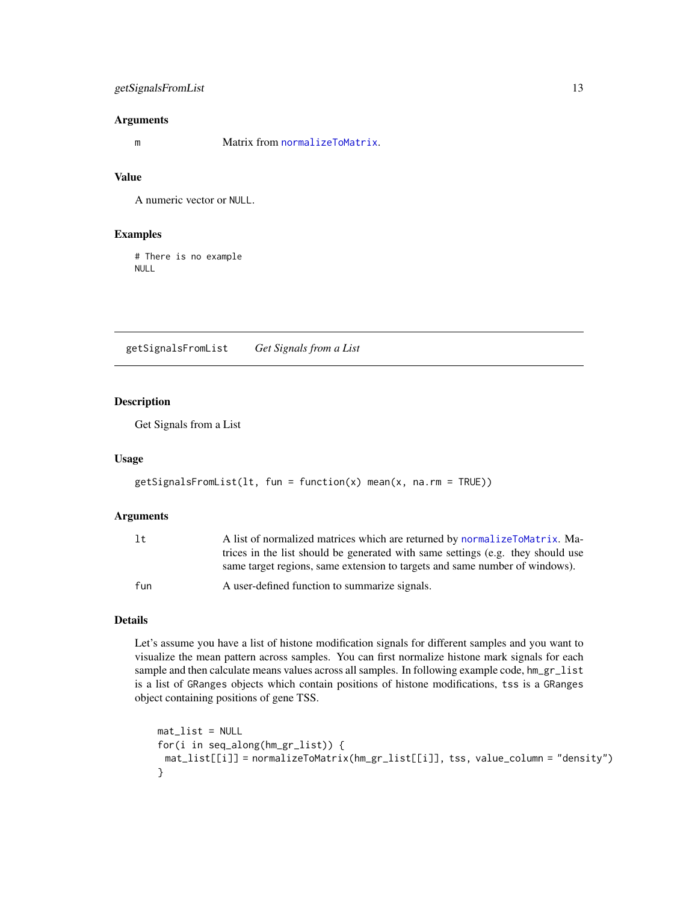### Arguments

| | |
|---|---|
| m | Matrix from normalizeToMatrix. |

### Value

A numeric vector or NULL.

### Examples

```
# There is no example
NULL
```

---

## getSignalsFromList *Get Signals from a List*

### Description

Get Signals from a List

### Usage

```
getSignalsFromList(lt, fun = function(x) mean(x, na.rm = TRUE))
```

### Arguments

| | |
|---|---|
| lt | A list of normalized matrices which are returned by normalizeToMatrix. Matrices in the list should be generated with same settings (e.g. they should use same target regions, same extension to targets and same number of windows). |
| fun | A user-defined function to summarize signals. |

### Details

Let's assume you have a list of histone modification signals for different samples and you want to visualize the mean pattern across samples. You can first normalize histone mark signals for each sample and then calculate means values across all samples. In following example code, hm_gr_list is a list of GRanges objects which contain positions of histone modifications, tss is a GRanges object containing positions of gene TSS.

```
mat_list = NULL
for(i in seq_along(hm_gr_list)) {
  mat_list[[i]] = normalizeToMatrix(hm_gr_list[[i]], tss, value_column = "density")
}
```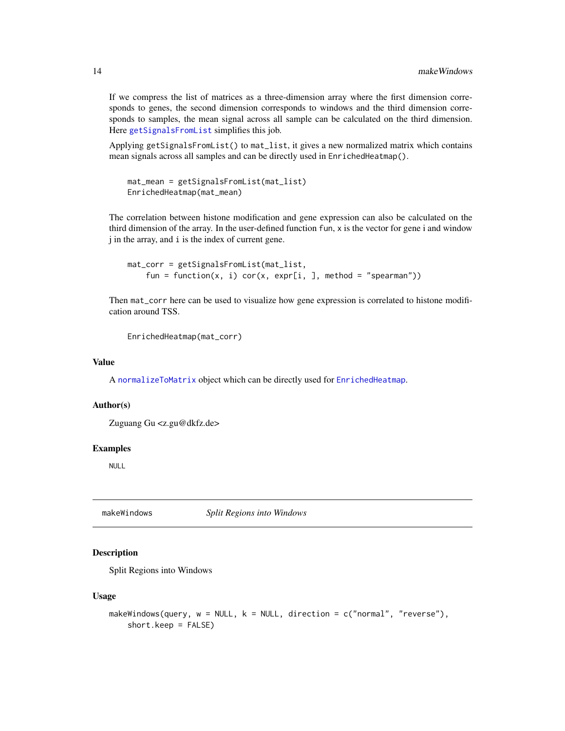If we compress the list of matrices as a three-dimension array where the first dimension corresponds to genes, the second dimension corresponds to windows and the third dimension corresponds to samples, the mean signal across all sample can be calculated on the third dimension. Here getSignalsFromList simplifies this job.

Applying `getSignalsFromList()` to `mat_list`, it gives a new normalized matrix which contains mean signals across all samples and can be directly used in `EnrichedHeatmap()`.

```
mat_mean = getSignalsFromList(mat_list)
EnrichedHeatmap(mat_mean)
```

The correlation between histone modification and gene expression can also be calculated on the third dimension of the array. In the user-defined function `fun`, `x` is the vector for gene i and window j in the array, and `i` is the index of current gene.

```
mat_corr = getSignalsFromList(mat_list,
    fun = function(x, i) cor(x, expr[i, ], method = "spearman"))
```

Then `mat_corr` here can be used to visualize how gene expression is correlated to histone modification around TSS.

```
EnrichedHeatmap(mat_corr)
```

### Value

A normalizeToMatrix object which can be directly used for EnrichedHeatmap.

### Author(s)

Zuguang Gu <z.gu@dkfz.de>

### Examples

```
NULL
```

---

## makeWindows *Split Regions into Windows*

### Description

Split Regions into Windows

### Usage

```
makeWindows(query, w = NULL, k = NULL, direction = c("normal", "reverse"),
    short.keep = FALSE)
```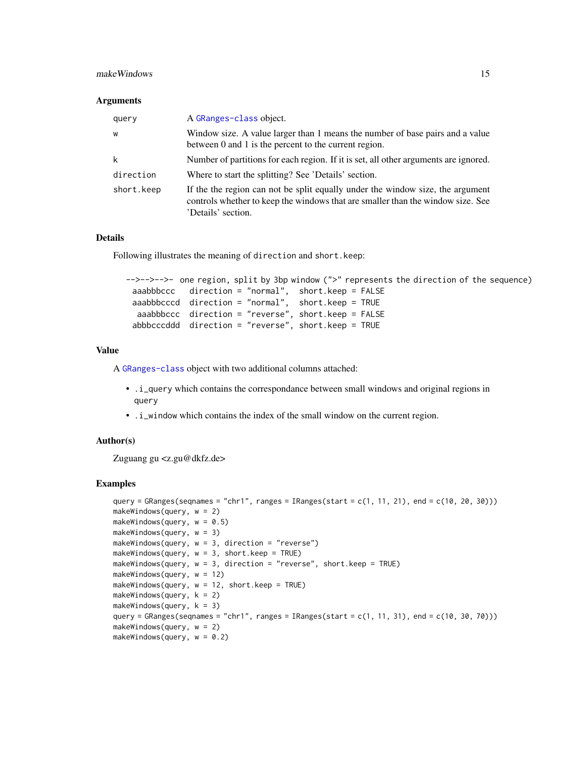### Arguments

| | |
|---|---|
| query | A `GRanges-class` object. |
| w | Window size. A value larger than 1 means the number of base pairs and a value between 0 and 1 is the percent to the current region. |
| k | Number of partitions for each region. If it is set, all other arguments are ignored. |
| direction | Where to start the splitting? See 'Details' section. |
| short.keep | If the the region can not be split equally under the window size, the argument controls whether to keep the windows that are smaller than the window size. See 'Details' section. |

### Details

Following illustrates the meaning of `direction` and `short.keep`:

```
-->-->-->-  one region, split by 3bp window (">" represents the direction of the sequence)
 aaabbbccc   direction = "normal",  short.keep = FALSE
 aaabbbcccd  direction = "normal",  short.keep = TRUE
  aaabbbccc  direction = "reverse", short.keep = FALSE
 abbbcccddd  direction = "reverse", short.keep = TRUE
```

### Value

A `GRanges-class` object with two additional columns attached:

- `.i_query` which contains the correspondance between small windows and original regions in `query`
- `.i_window` which contains the index of the small window on the current region.

### Author(s)

Zuguang gu <z.gu@dkfz.de>

### Examples

```
query = GRanges(seqnames = "chr1", ranges = IRanges(start = c(1, 11, 21), end = c(10, 20, 30)))
makeWindows(query, w = 2)
makeWindows(query, w = 0.5)
makeWindows(query, w = 3)
makeWindows(query, w = 3, direction = "reverse")
makeWindows(query, w = 3, short.keep = TRUE)
makeWindows(query, w = 3, direction = "reverse", short.keep = TRUE)
makeWindows(query, w = 12)
makeWindows(query, w = 12, short.keep = TRUE)
makeWindows(query, k = 2)
makeWindows(query, k = 3)
query = GRanges(seqnames = "chr1", ranges = IRanges(start = c(1, 11, 31), end = c(10, 30, 70)))
makeWindows(query, w = 2)
makeWindows(query, w = 0.2)
```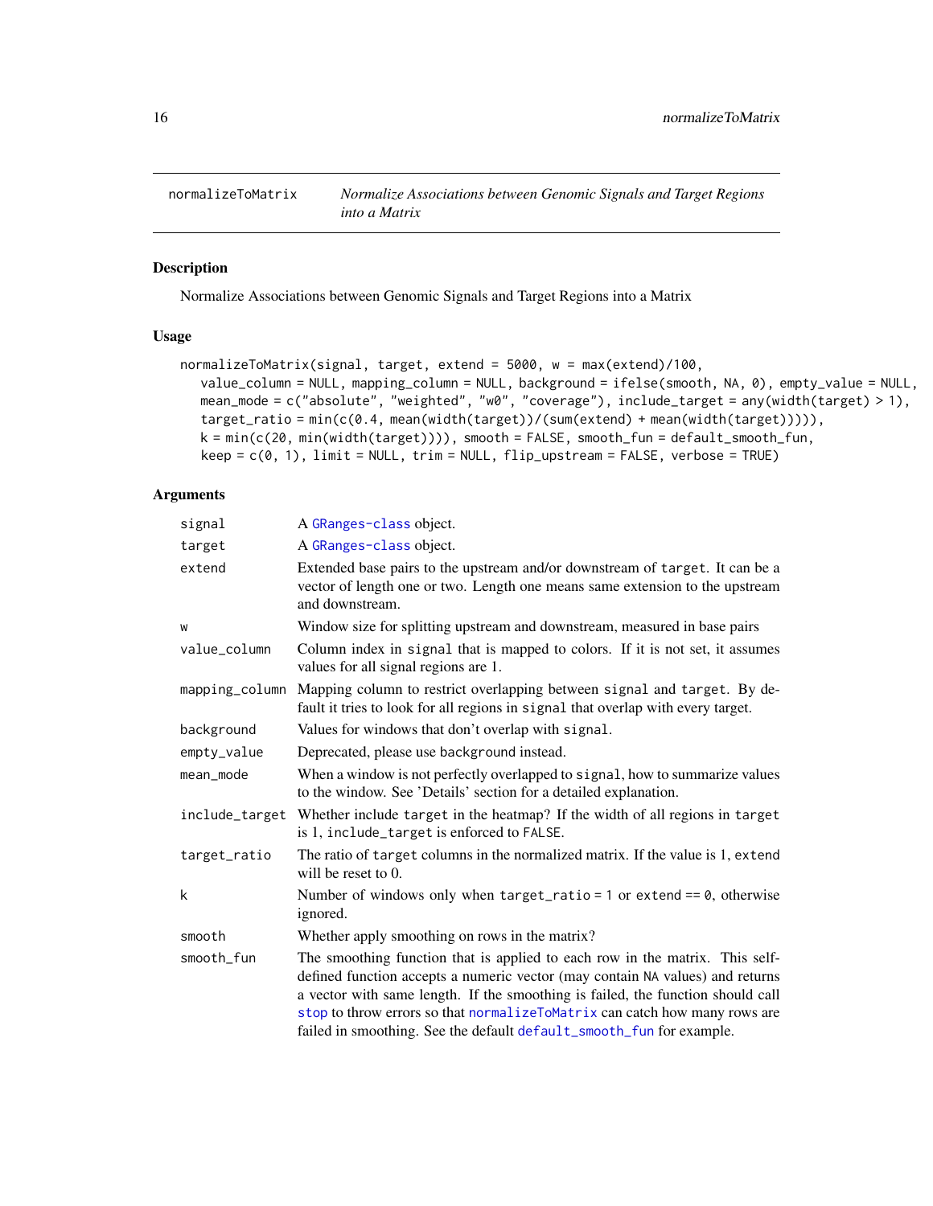## normalizeToMatrix

*Normalize Associations between Genomic Signals and Target Regions into a Matrix*

### Description

Normalize Associations between Genomic Signals and Target Regions into a Matrix

### Usage

```
normalizeToMatrix(signal, target, extend = 5000, w = max(extend)/100,
   value_column = NULL, mapping_column = NULL, background = ifelse(smooth, NA, 0), empty_value = NULL,
   mean_mode = c("absolute", "weighted", "w0", "coverage"), include_target = any(width(target) > 1),
   target_ratio = min(c(0.4, mean(width(target))/(sum(extend) + mean(width(target))))),
   k = min(c(20, min(width(target)))), smooth = FALSE, smooth_fun = default_smooth_fun,
   keep = c(0, 1), limit = NULL, trim = NULL, flip_upstream = FALSE, verbose = TRUE)
```

### Arguments

| | |
|---|---|
| `signal` | A `GRanges-class` object. |
| `target` | A `GRanges-class` object. |
| `extend` | Extended base pairs to the upstream and/or downstream of `target`. It can be a vector of length one or two. Length one means same extension to the upstream and downstream. |
| `w` | Window size for splitting upstream and downstream, measured in base pairs |
| `value_column` | Column index in `signal` that is mapped to colors. If it is not set, it assumes values for all signal regions are 1. |
| `mapping_column` | Mapping column to restrict overlapping between `signal` and `target`. By default it tries to look for all regions in `signal` that overlap with every target. |
| `background` | Values for windows that don't overlap with `signal`. |
| `empty_value` | Deprecated, please use background instead. |
| `mean_mode` | When a window is not perfectly overlapped to `signal`, how to summarize values to the window. See 'Details' section for a detailed explanation. |
| `include_target` | Whether include `target` in the heatmap? If the width of all regions in `target` is 1, `include_target` is enforced to `FALSE`. |
| `target_ratio` | The ratio of `target` columns in the normalized matrix. If the value is 1, `extend` will be reset to 0. |
| `k` | Number of windows only when `target_ratio = 1` or `extend == 0`, otherwise ignored. |
| `smooth` | Whether apply smoothing on rows in the matrix? |
| `smooth_fun` | The smoothing function that is applied to each row in the matrix. This self-defined function accepts a numeric vector (may contain `NA` values) and returns a vector with same length. If the smoothing is failed, the function should call `stop` to throw errors so that `normalizeToMatrix` can catch how many rows are failed in smoothing. See the default `default_smooth_fun` for example. |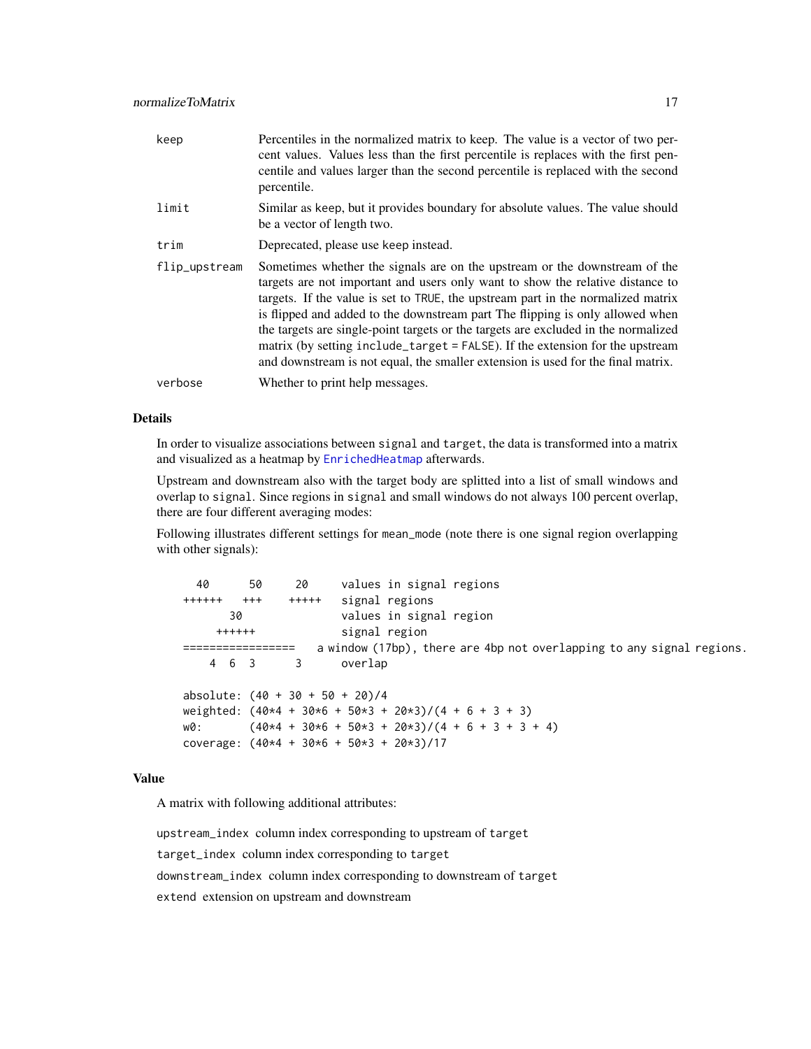keep
: Percentiles in the normalized matrix to keep. The value is a vector of two percent values. Values less than the first percentile is replaces with the first pencentile and values larger than the second percentile is replaced with the second percentile.

limit
: Similar as keep, but it provides boundary for absolute values. The value should be a vector of length two.

trim
: Deprecated, please use keep instead.

flip_upstream
: Sometimes whether the signals are on the upstream or the downstream of the targets are not important and users only want to show the relative distance to targets. If the value is set to TRUE, the upstream part in the normalized matrix is flipped and added to the downstream part The flipping is only allowed when the targets are single-point targets or the targets are excluded in the normalized matrix (by setting include_target = FALSE). If the extension for the upstream and downstream is not equal, the smaller extension is used for the final matrix.

verbose
: Whether to print help messages.

## Details

In order to visualize associations between signal and target, the data is transformed into a matrix and visualized as a heatmap by EnrichedHeatmap afterwards.

Upstream and downstream also with the target body are splitted into a list of small windows and overlap to signal. Since regions in signal and small windows do not always 100 percent overlap, there are four different averaging modes:

Following illustrates different settings for mean_mode (note there is one signal region overlapping with other signals):

```
  40      50     20     values in signal regions
++++++   +++    +++++   signal regions
       30               values in signal region
     ++++++             signal region
=================    a window (17bp), there are 4bp not overlapping to any signal regions.
    4  6  3      3      overlap

absolute: (40 + 30 + 50 + 20)/4
weighted: (40*4 + 30*6 + 50*3 + 20*3)/(4 + 6 + 3 + 3)
w0:       (40*4 + 30*6 + 50*3 + 20*3)/(4 + 6 + 3 + 3 + 4)
coverage: (40*4 + 30*6 + 50*3 + 20*3)/17
```

## Value

A matrix with following additional attributes:

upstream_index column index corresponding to upstream of target

target_index column index corresponding to target

downstream_index column index corresponding to downstream of target

extend extension on upstream and downstream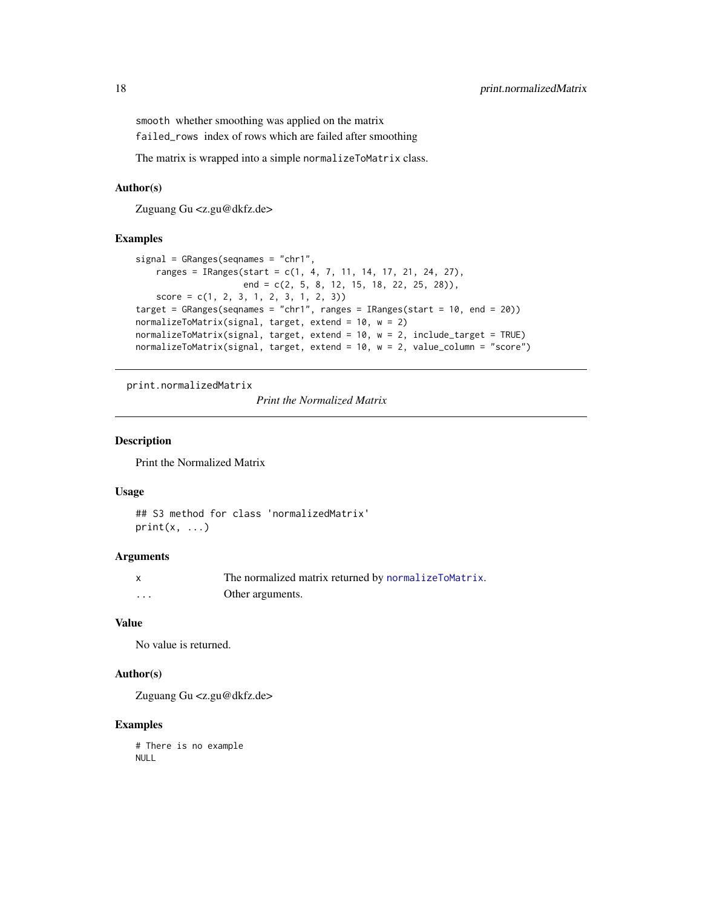`smooth` whether smoothing was applied on the matrix

`failed_rows` index of rows which are failed after smoothing

The matrix is wrapped into a simple `normalizeToMatrix` class.

### Author(s)

Zuguang Gu <z.gu@dkfz.de>

### Examples

```
signal = GRanges(seqnames = "chr1",
    ranges = IRanges(start = c(1, 4, 7, 11, 14, 17, 21, 24, 27),
                     end = c(2, 5, 8, 12, 15, 18, 22, 25, 28)),
    score = c(1, 2, 3, 1, 2, 3, 1, 2, 3))
target = GRanges(seqnames = "chr1", ranges = IRanges(start = 10, end = 20))
normalizeToMatrix(signal, target, extend = 10, w = 2)
normalizeToMatrix(signal, target, extend = 10, w = 2, include_target = TRUE)
normalizeToMatrix(signal, target, extend = 10, w = 2, value_column = "score")
```

---

## print.normalizedMatrix

*Print the Normalized Matrix*

---

### Description

Print the Normalized Matrix

### Usage

```
## S3 method for class 'normalizedMatrix'
print(x, ...)
```

### Arguments

| | |
|---|---|
| x | The normalized matrix returned by `normalizeToMatrix`. |
| ... | Other arguments. |

### Value

No value is returned.

### Author(s)

Zuguang Gu <z.gu@dkfz.de>

### Examples

```
# There is no example
NULL
```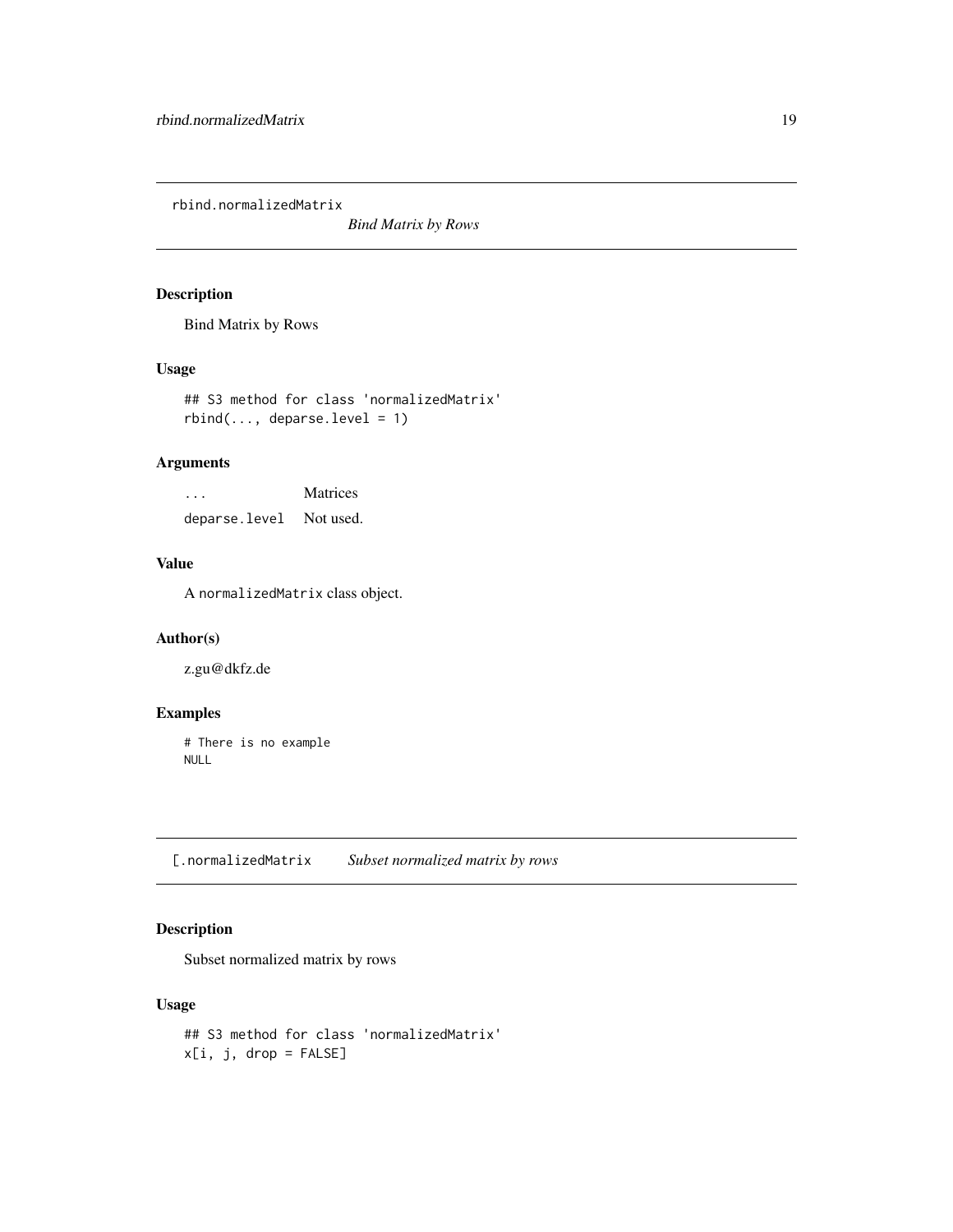## rbind.normalizedMatrix

*Bind Matrix by Rows*

### Description

Bind Matrix by Rows

### Usage

```
## S3 method for class 'normalizedMatrix'
rbind(..., deparse.level = 1)
```

### Arguments

| | |
|---|---|
| `...` | Matrices |
| `deparse.level` | Not used. |

### Value

A `normalizedMatrix` class object.

### Author(s)

z.gu@dkfz.de

### Examples

```
# There is no example
NULL
```

## [.normalizedMatrix

*Subset normalized matrix by rows*

### Description

Subset normalized matrix by rows

### Usage

```
## S3 method for class 'normalizedMatrix'
x[i, j, drop = FALSE]
```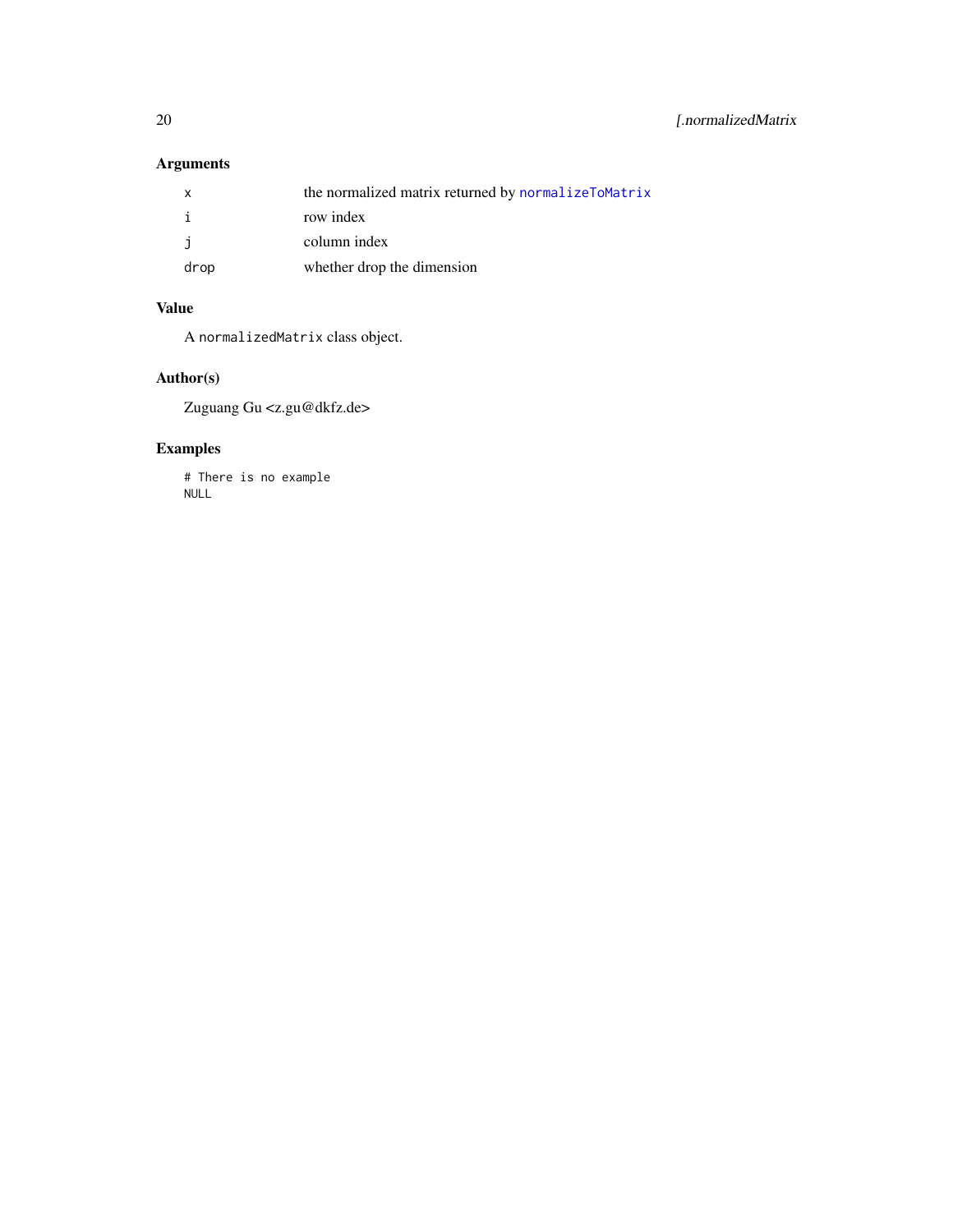## Arguments

| | |
|---|---|
| `x` | the normalized matrix returned by `normalizeToMatrix` |
| `i` | row index |
| `j` | column index |
| `drop` | whether drop the dimension |

## Value

A `normalizedMatrix` class object.

## Author(s)

Zuguang Gu <z.gu@dkfz.de>

## Examples

```
# There is no example
NULL
```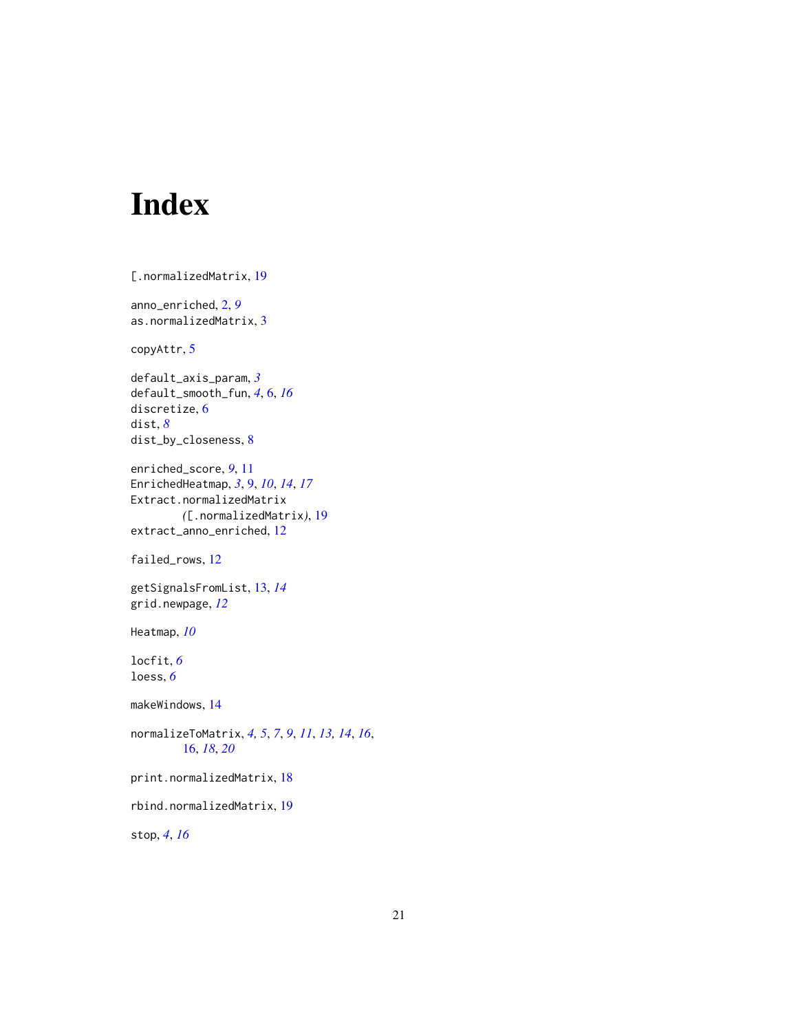# Index

[.normalizedMatrix, 19

anno_enriched, 2, *9*
as.normalizedMatrix, 3

copyAttr, 5

default_axis_param, *3*
default_smooth_fun, *4*, 6, *16*
discretize, 6
dist, *8*
dist_by_closeness, 8

enriched_score, *9*, 11
EnrichedHeatmap, *3*, 9, *10*, *14*, *17*
Extract.normalizedMatrix
  *(*[.normalizedMatrix*)*, 19
extract_anno_enriched, 12

failed_rows, 12

getSignalsFromList, 13, *14*
grid.newpage, *12*

Heatmap, *10*

locfit, *6*
loess, *6*

makeWindows, 14

normalizeToMatrix, *4, 5*, *7*, *9*, *11*, *13, 14*, *16*,
  16, *18*, *20*

print.normalizedMatrix, 18

rbind.normalizedMatrix, 19

stop, *4*, *16*